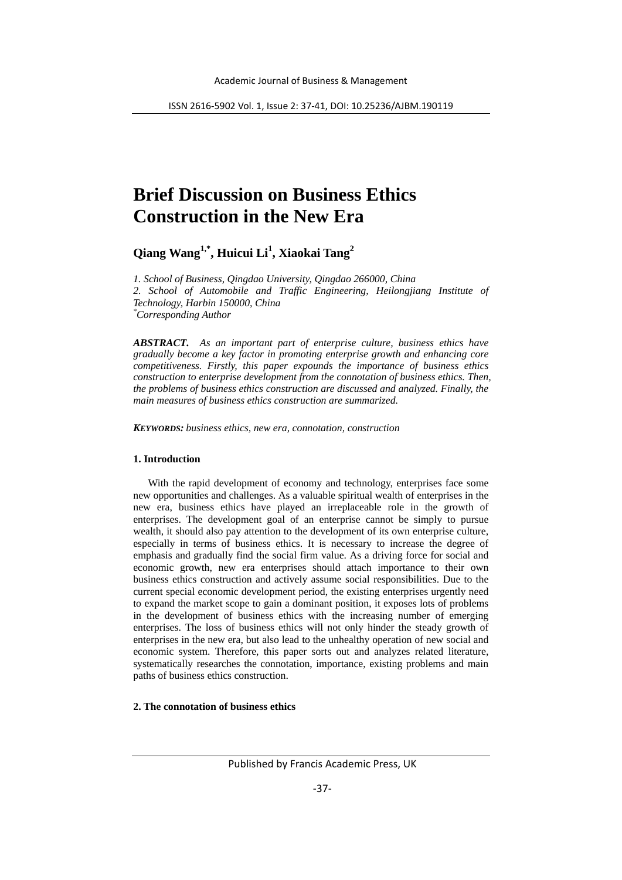# Brief Discussion on Business Ethics Construction in the New Era

**Qiang Wang[1,*], Huicui Li[1], Xiaokai Tang[2]**

*1. School of Business, Qingdao University, Qingdao 266000, China*
*2. School of Automobile and Traffic Engineering, Heilongjiang Institute of Technology, Harbin 150000, China*
*[*]Corresponding Author*

***ABSTRACT.*** *As an important part of enterprise culture, business ethics have gradually become a key factor in promoting enterprise growth and enhancing core competitiveness. Firstly, this paper expounds the importance of business ethics construction to enterprise development from the connotation of business ethics. Then, the problems of business ethics construction are discussed and analyzed. Finally, the main measures of business ethics construction are summarized.*

***KEYWORDS:*** *business ethics, new era, connotation, construction*

## 1. Introduction

With the rapid development of economy and technology, enterprises face some new opportunities and challenges. As a valuable spiritual wealth of enterprises in the new era, business ethics have played an irreplaceable role in the growth of enterprises. The development goal of an enterprise cannot be simply to pursue wealth, it should also pay attention to the development of its own enterprise culture, especially in terms of business ethics. It is necessary to increase the degree of emphasis and gradually find the social firm value. As a driving force for social and economic growth, new era enterprises should attach importance to their own business ethics construction and actively assume social responsibilities. Due to the current special economic development period, the existing enterprises urgently need to expand the market scope to gain a dominant position, it exposes lots of problems in the development of business ethics with the increasing number of emerging enterprises. The loss of business ethics will not only hinder the steady growth of enterprises in the new era, but also lead to the unhealthy operation of new social and economic system. Therefore, this paper sorts out and analyzes related literature, systematically researches the connotation, importance, existing problems and main paths of business ethics construction.

## 2. The connotation of business ethics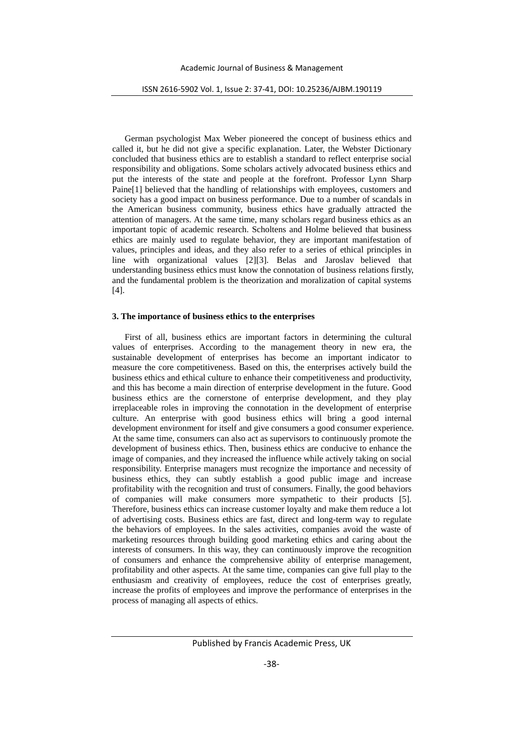German psychologist Max Weber pioneered the concept of business ethics and called it, but he did not give a specific explanation. Later, the Webster Dictionary concluded that business ethics are to establish a standard to reflect enterprise social responsibility and obligations. Some scholars actively advocated business ethics and put the interests of the state and people at the forefront. Professor Lynn Sharp Paine[1] believed that the handling of relationships with employees, customers and society has a good impact on business performance. Due to a number of scandals in the American business community, business ethics have gradually attracted the attention of managers. At the same time, many scholars regard business ethics as an important topic of academic research. Scholtens and Holme believed that business ethics are mainly used to regulate behavior, they are important manifestation of values, principles and ideas, and they also refer to a series of ethical principles in line with organizational values [2][3]. Belas and Jaroslav believed that understanding business ethics must know the connotation of business relations firstly, and the fundamental problem is the theorization and moralization of capital systems [4].

### 3. The importance of business ethics to the enterprises

First of all, business ethics are important factors in determining the cultural values of enterprises. According to the management theory in new era, the sustainable development of enterprises has become an important indicator to measure the core competitiveness. Based on this, the enterprises actively build the business ethics and ethical culture to enhance their competitiveness and productivity, and this has become a main direction of enterprise development in the future. Good business ethics are the cornerstone of enterprise development, and they play irreplaceable roles in improving the connotation in the development of enterprise culture. An enterprise with good business ethics will bring a good internal development environment for itself and give consumers a good consumer experience. At the same time, consumers can also act as supervisors to continuously promote the development of business ethics. Then, business ethics are conducive to enhance the image of companies, and they increased the influence while actively taking on social responsibility. Enterprise managers must recognize the importance and necessity of business ethics, they can subtly establish a good public image and increase profitability with the recognition and trust of consumers. Finally, the good behaviors of companies will make consumers more sympathetic to their products [5]. Therefore, business ethics can increase customer loyalty and make them reduce a lot of advertising costs. Business ethics are fast, direct and long-term way to regulate the behaviors of employees. In the sales activities, companies avoid the waste of marketing resources through building good marketing ethics and caring about the interests of consumers. In this way, they can continuously improve the recognition of consumers and enhance the comprehensive ability of enterprise management, profitability and other aspects. At the same time, companies can give full play to the enthusiasm and creativity of employees, reduce the cost of enterprises greatly, increase the profits of employees and improve the performance of enterprises in the process of managing all aspects of ethics.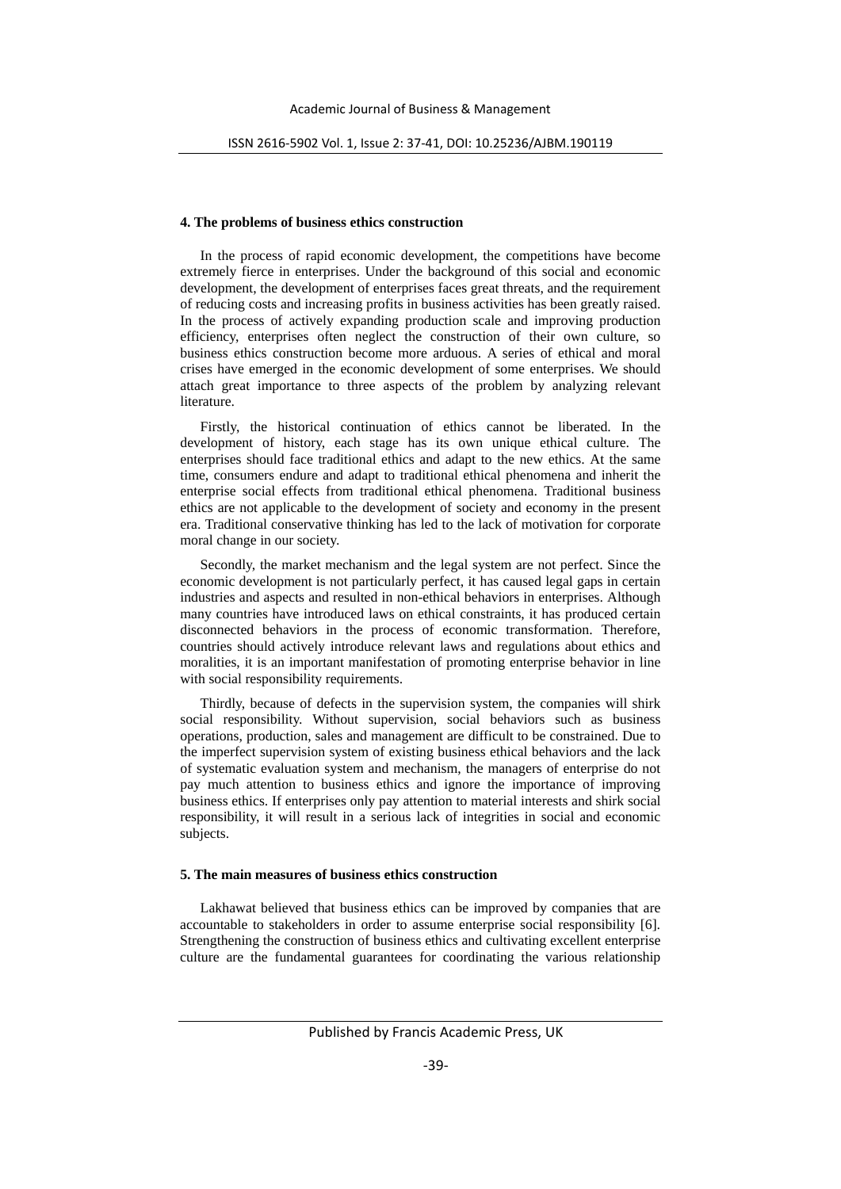## 4. The problems of business ethics construction

In the process of rapid economic development, the competitions have become extremely fierce in enterprises. Under the background of this social and economic development, the development of enterprises faces great threats, and the requirement of reducing costs and increasing profits in business activities has been greatly raised. In the process of actively expanding production scale and improving production efficiency, enterprises often neglect the construction of their own culture, so business ethics construction become more arduous. A series of ethical and moral crises have emerged in the economic development of some enterprises. We should attach great importance to three aspects of the problem by analyzing relevant literature.

Firstly, the historical continuation of ethics cannot be liberated. In the development of history, each stage has its own unique ethical culture. The enterprises should face traditional ethics and adapt to the new ethics. At the same time, consumers endure and adapt to traditional ethical phenomena and inherit the enterprise social effects from traditional ethical phenomena. Traditional business ethics are not applicable to the development of society and economy in the present era. Traditional conservative thinking has led to the lack of motivation for corporate moral change in our society.

Secondly, the market mechanism and the legal system are not perfect. Since the economic development is not particularly perfect, it has caused legal gaps in certain industries and aspects and resulted in non-ethical behaviors in enterprises. Although many countries have introduced laws on ethical constraints, it has produced certain disconnected behaviors in the process of economic transformation. Therefore, countries should actively introduce relevant laws and regulations about ethics and moralities, it is an important manifestation of promoting enterprise behavior in line with social responsibility requirements.

Thirdly, because of defects in the supervision system, the companies will shirk social responsibility. Without supervision, social behaviors such as business operations, production, sales and management are difficult to be constrained. Due to the imperfect supervision system of existing business ethical behaviors and the lack of systematic evaluation system and mechanism, the managers of enterprise do not pay much attention to business ethics and ignore the importance of improving business ethics. If enterprises only pay attention to material interests and shirk social responsibility, it will result in a serious lack of integrities in social and economic subjects.

## 5. The main measures of business ethics construction

Lakhawat believed that business ethics can be improved by companies that are accountable to stakeholders in order to assume enterprise social responsibility [6]. Strengthening the construction of business ethics and cultivating excellent enterprise culture are the fundamental guarantees for coordinating the various relationship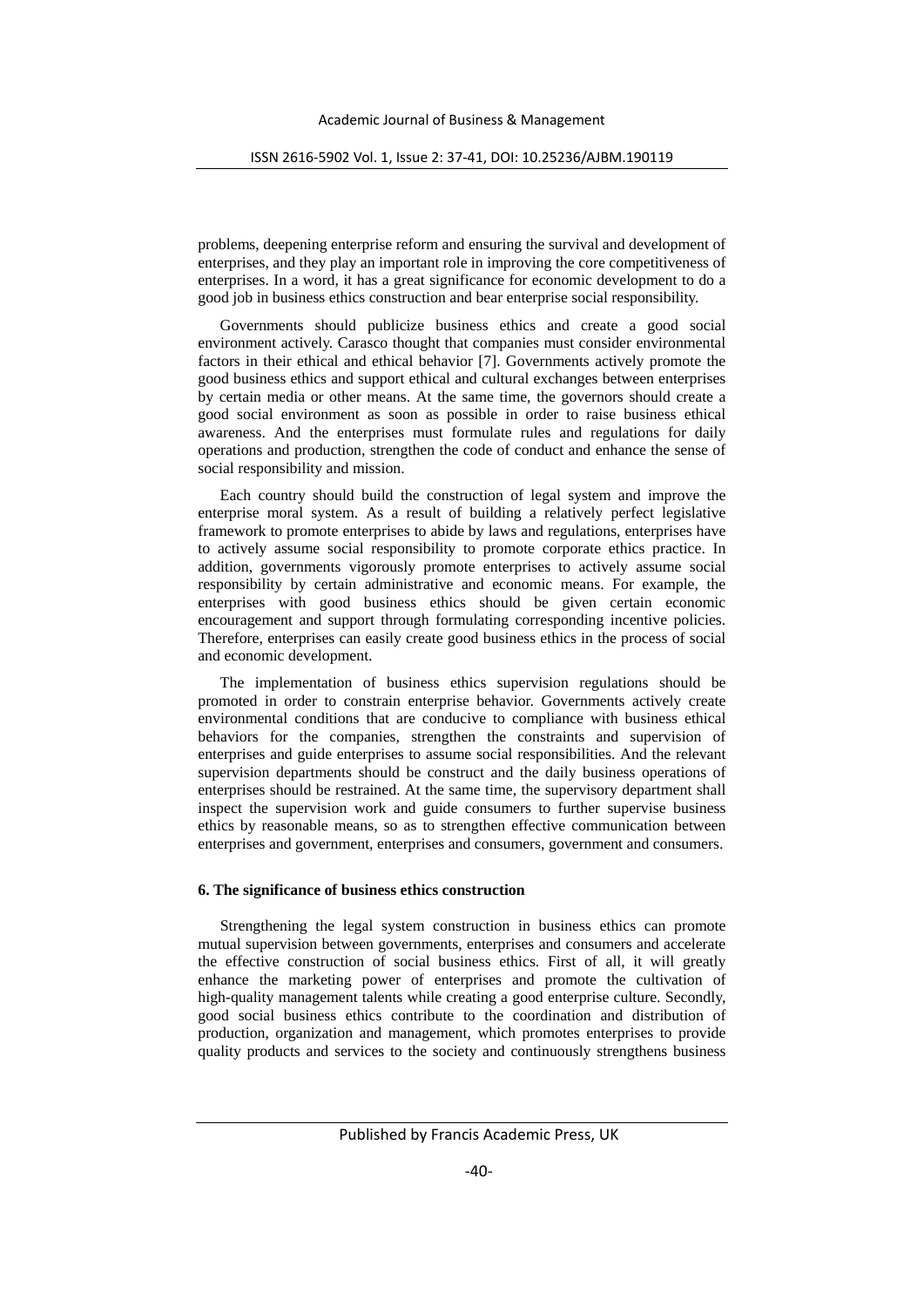problems, deepening enterprise reform and ensuring the survival and development of enterprises, and they play an important role in improving the core competitiveness of enterprises. In a word, it has a great significance for economic development to do a good job in business ethics construction and bear enterprise social responsibility.

Governments should publicize business ethics and create a good social environment actively. Carasco thought that companies must consider environmental factors in their ethical and ethical behavior [7]. Governments actively promote the good business ethics and support ethical and cultural exchanges between enterprises by certain media or other means. At the same time, the governors should create a good social environment as soon as possible in order to raise business ethical awareness. And the enterprises must formulate rules and regulations for daily operations and production, strengthen the code of conduct and enhance the sense of social responsibility and mission.

Each country should build the construction of legal system and improve the enterprise moral system. As a result of building a relatively perfect legislative framework to promote enterprises to abide by laws and regulations, enterprises have to actively assume social responsibility to promote corporate ethics practice. In addition, governments vigorously promote enterprises to actively assume social responsibility by certain administrative and economic means. For example, the enterprises with good business ethics should be given certain economic encouragement and support through formulating corresponding incentive policies. Therefore, enterprises can easily create good business ethics in the process of social and economic development.

The implementation of business ethics supervision regulations should be promoted in order to constrain enterprise behavior. Governments actively create environmental conditions that are conducive to compliance with business ethical behaviors for the companies, strengthen the constraints and supervision of enterprises and guide enterprises to assume social responsibilities. And the relevant supervision departments should be construct and the daily business operations of enterprises should be restrained. At the same time, the supervisory department shall inspect the supervision work and guide consumers to further supervise business ethics by reasonable means, so as to strengthen effective communication between enterprises and government, enterprises and consumers, government and consumers.

#### 6. The significance of business ethics construction

Strengthening the legal system construction in business ethics can promote mutual supervision between governments, enterprises and consumers and accelerate the effective construction of social business ethics. First of all, it will greatly enhance the marketing power of enterprises and promote the cultivation of high-quality management talents while creating a good enterprise culture. Secondly, good social business ethics contribute to the coordination and distribution of production, organization and management, which promotes enterprises to provide quality products and services to the society and continuously strengthens business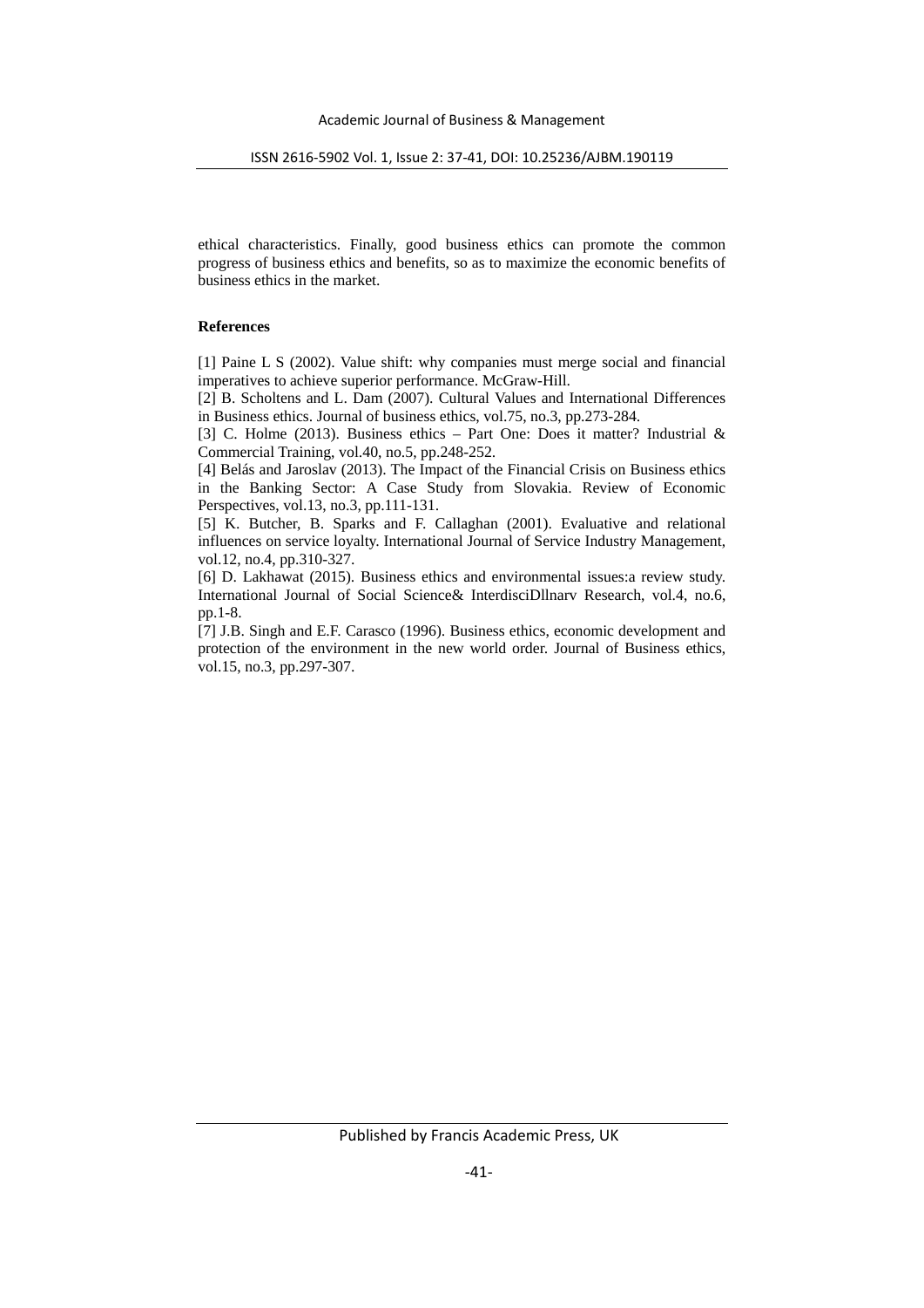ethical characteristics. Finally, good business ethics can promote the common progress of business ethics and benefits, so as to maximize the economic benefits of business ethics in the market.

**References**

[1] Paine L S (2002). Value shift: why companies must merge social and financial imperatives to achieve superior performance. McGraw-Hill.

[2] B. Scholtens and L. Dam (2007). Cultural Values and International Differences in Business ethics. Journal of business ethics, vol.75, no.3, pp.273-284.

[3] C. Holme (2013). Business ethics – Part One: Does it matter? Industrial & Commercial Training, vol.40, no.5, pp.248-252.

[4] Belás and Jaroslav (2013). The Impact of the Financial Crisis on Business ethics in the Banking Sector: A Case Study from Slovakia. Review of Economic Perspectives, vol.13, no.3, pp.111-131.

[5] K. Butcher, B. Sparks and F. Callaghan (2001). Evaluative and relational influences on service loyalty. International Journal of Service Industry Management, vol.12, no.4, pp.310-327.

[6] D. Lakhawat (2015). Business ethics and environmental issues:a review study. International Journal of Social Science& InterdisciDllnarv Research, vol.4, no.6, pp.1-8.

[7] J.B. Singh and E.F. Carasco (1996). Business ethics, economic development and protection of the environment in the new world order. Journal of Business ethics, vol.15, no.3, pp.297-307.